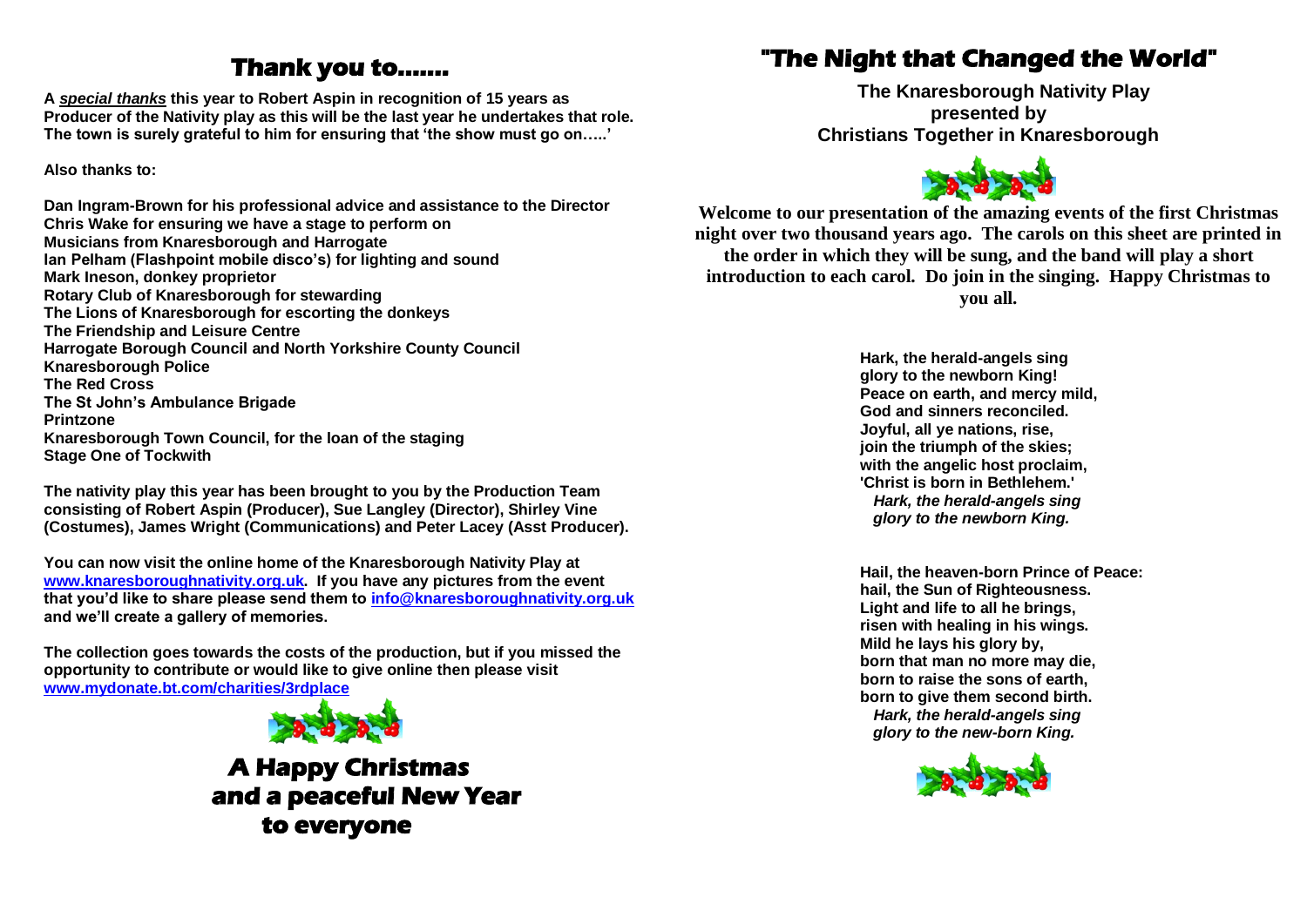# Thank you to.......

**A *special thanks* this year to Robert Aspin in recognition of 15 years as Producer of the Nativity play as this will be the last year he undertakes that role. The town is surely grateful to him for ensuring that 'the show must go on…..'**

**Also thanks to:**

**Dan Ingram-Brown for his professional advice and assistance to the Director**
**Chris Wake for ensuring we have a stage to perform on**
**Musicians from Knaresborough and Harrogate**
**Ian Pelham (Flashpoint mobile disco's) for lighting and sound**
**Mark Ineson, donkey proprietor**
**Rotary Club of Knaresborough for stewarding**
**The Lions of Knaresborough for escorting the donkeys**
**The Friendship and Leisure Centre**
**Harrogate Borough Council and North Yorkshire County Council**
**Knaresborough Police**
**The Red Cross**
**The St John's Ambulance Brigade**
**Printzone**
**Knaresborough Town Council, for the loan of the staging**
**Stage One of Tockwith**

**The nativity play this year has been brought to you by the Production Team consisting of Robert Aspin (Producer), Sue Langley (Director), Shirley Vine (Costumes), James Wright (Communications) and Peter Lacey (Asst Producer).**

**You can now visit the online home of the Knaresborough Nativity Play at [www.knaresboroughnativity.org.uk](www.knaresboroughnativity.org.uk). If you have any pictures from the event that you'd like to share please send them to [info@knaresboroughnativity.org.uk](mailto:info@knaresboroughnativity.org.uk) and we'll create a gallery of memories.**

**The collection goes towards the costs of the production, but if you missed the opportunity to contribute or would like to give online then please visit [www.mydonate.bt.com/charities/3rdplace](www.mydonate.bt.com/charities/3rdplace)**

**A Happy Christmas and a peaceful New Year to everyone**

# "The Night that Changed the World"

**The Knaresborough Nativity Play presented by Christians Together in Knaresborough**

**Welcome to our presentation of the amazing events of the first Christmas night over two thousand years ago. The carols on this sheet are printed in the order in which they will be sung, and the band will play a short introduction to each carol. Do join in the singing. Happy Christmas to you all.**

**Hark, the herald-angels sing**
**glory to the newborn King!**
**Peace on earth, and mercy mild,**
**God and sinners reconciled.**
**Joyful, all ye nations, rise,**
**join the triumph of the skies;**
**with the angelic host proclaim,**
**'Christ is born in Bethlehem.'**
***Hark, the herald-angels sing***
***glory to the newborn King.***

**Hail, the heaven-born Prince of Peace:**
**hail, the Sun of Righteousness.**
**Light and life to all he brings,**
**risen with healing in his wings.**
**Mild he lays his glory by,**
**born that man no more may die,**
**born to raise the sons of earth,**
**born to give them second birth.**
***Hark, the herald-angels sing***
***glory to the new-born King.***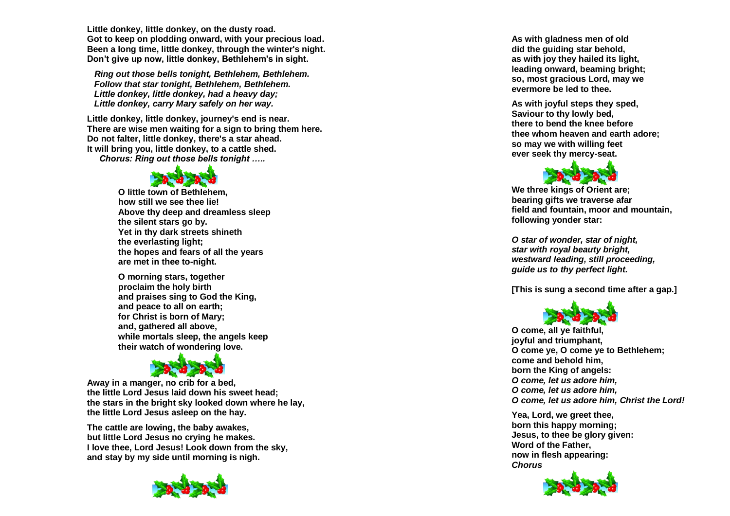**Little donkey, little donkey, on the dusty road.**
**Got to keep on plodding onward, with your precious load.**
**Been a long time, little donkey, through the winter's night.**
**Don't give up now, little donkey, Bethlehem's in sight.**

***Ring out those bells tonight, Bethlehem, Bethlehem.***
***Follow that star tonight, Bethlehem, Bethlehem.***
***Little donkey, little donkey, had a heavy day;***
***Little donkey, carry Mary safely on her way.***

**Little donkey, little donkey, journey's end is near.**
**There are wise men waiting for a sign to bring them here.**
**Do not falter, little donkey, there's a star ahead.**
**It will bring you, little donkey, to a cattle shed.**
***Chorus: Ring out those bells tonight …..***

**O little town of Bethlehem,**
**how still we see thee lie!**
**Above thy deep and dreamless sleep**
**the silent stars go by.**
**Yet in thy dark streets shineth**
**the everlasting light;**
**the hopes and fears of all the years**
**are met in thee to-night.**

**O morning stars, together**
**proclaim the holy birth**
**and praises sing to God the King,**
**and peace to all on earth;**
**for Christ is born of Mary;**
**and, gathered all above,**
**while mortals sleep, the angels keep**
**their watch of wondering love.**

**Away in a manger, no crib for a bed,**
**the little Lord Jesus laid down his sweet head;**
**the stars in the bright sky looked down where he lay,**
**the little Lord Jesus asleep on the hay.**

**The cattle are lowing, the baby awakes,**
**but little Lord Jesus no crying he makes.**
**I love thee, Lord Jesus! Look down from the sky,**
**and stay by my side until morning is nigh.**

**As with gladness men of old**
**did the guiding star behold,**
**as with joy they hailed its light,**
**leading onward, beaming bright;**
**so, most gracious Lord, may we**
**evermore be led to thee.**

**As with joyful steps they sped,**
**Saviour to thy lowly bed,**
**there to bend the knee before**
**thee whom heaven and earth adore;**
**so may we with willing feet**
**ever seek thy mercy-seat.**

**We three kings of Orient are;**
**bearing gifts we traverse afar**
**field and fountain, moor and mountain,**
**following yonder star:**

***O star of wonder, star of night,***
***star with royal beauty bright,***
***westward leading, still proceeding,***
***guide us to thy perfect light.***

**[This is sung a second time after a gap.]**

**O come, all ye faithful,**
**joyful and triumphant,**
**O come ye, O come ye to Bethlehem;**
**come and behold him,**
**born the King of angels:**
***O come, let us adore him,***
***O come, let us adore him,***
***O come, let us adore him, Christ the Lord!***

**Yea, Lord, we greet thee,**
**born this happy morning;**
**Jesus, to thee be glory given:**
**Word of the Father,**
**now in flesh appearing:**
***Chorus***